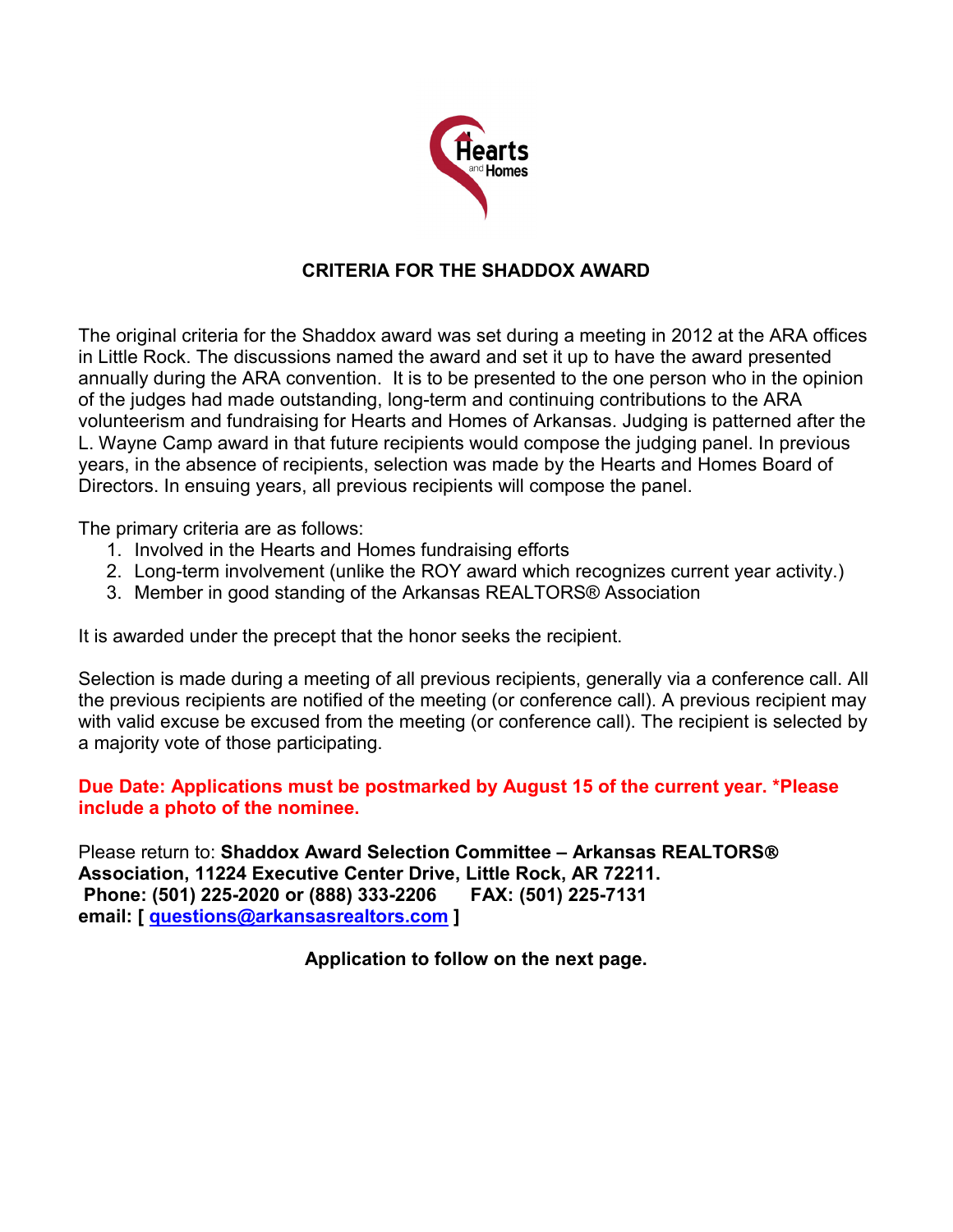Hearts and Homes

## CRITERIA FOR THE SHADDOX AWARD

The original criteria for the Shaddox award was set during a meeting in 2012 at the ARA offices in Little Rock. The discussions named the award and set it up to have the award presented annually during the ARA convention. It is to be presented to the one person who in the opinion of the judges had made outstanding, long-term and continuing contributions to the ARA volunteerism and fundraising for Hearts and Homes of Arkansas. Judging is patterned after the L. Wayne Camp award in that future recipients would compose the judging panel. In previous years, in the absence of recipients, selection was made by the Hearts and Homes Board of Directors. In ensuing years, all previous recipients will compose the panel.

The primary criteria are as follows:

1. Involved in the Hearts and Homes fundraising efforts
2. Long-term involvement (unlike the ROY award which recognizes current year activity.)
3. Member in good standing of the Arkansas REALTORS® Association

It is awarded under the precept that the honor seeks the recipient.

Selection is made during a meeting of all previous recipients, generally via a conference call. All the previous recipients are notified of the meeting (or conference call). A previous recipient may with valid excuse be excused from the meeting (or conference call). The recipient is selected by a majority vote of those participating.

**Due Date: Applications must be postmarked by August 15 of the current year. *Please include a photo of the nominee.**

Please return to: **Shaddox Award Selection Committee – Arkansas REALTORS® Association, 11224 Executive Center Drive, Little Rock, AR 72211.**
**Phone: (501) 225-2020 or (888) 333-2206 FAX: (501) 225-7131**
**email: [ questions@arkansasrealtors.com ]**

**Application to follow on the next page.**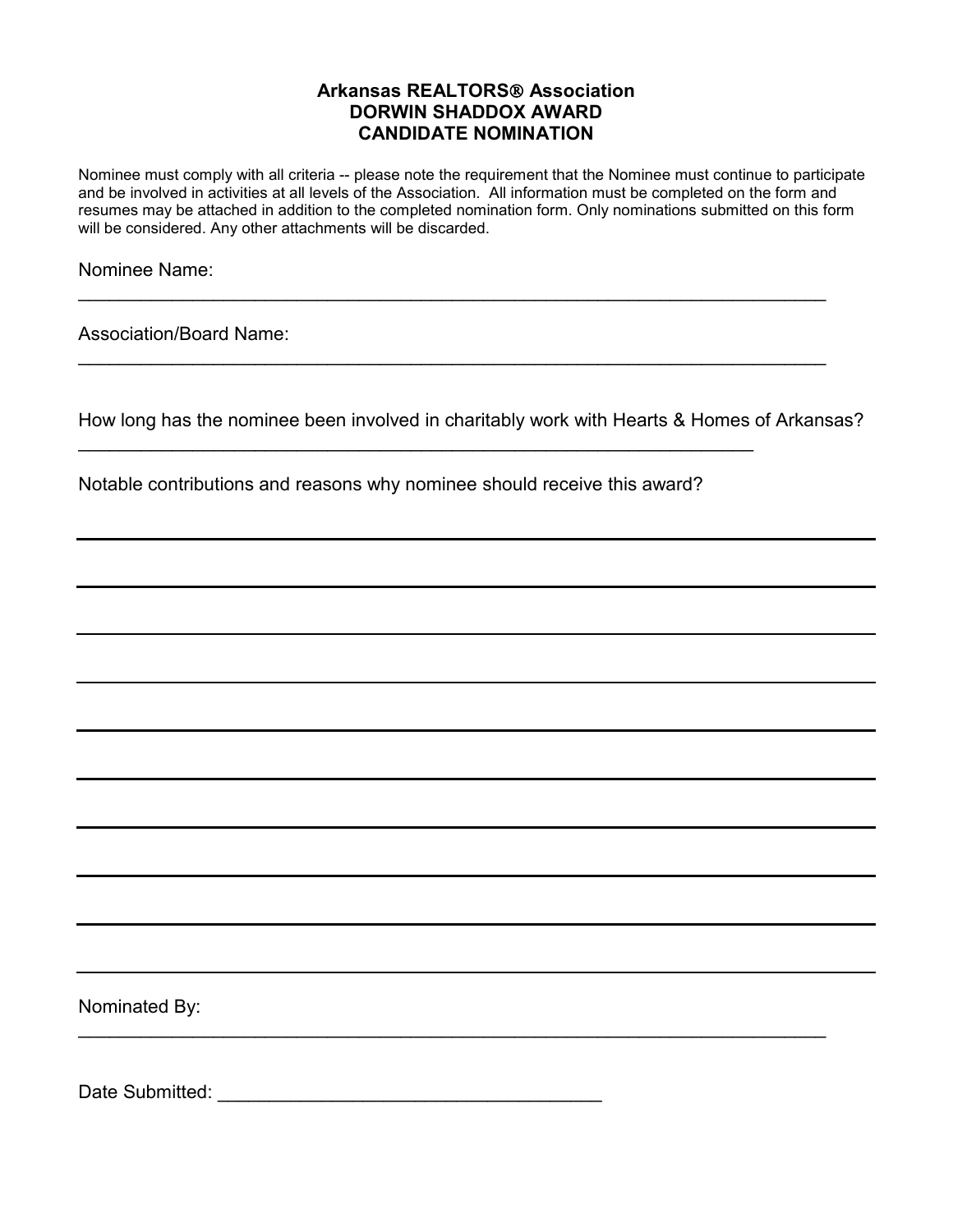**Arkansas REALTORS® Association**
**DORWIN SHADDOX AWARD**
**CANDIDATE NOMINATION**

Nominee must comply with all criteria -- please note the requirement that the Nominee must continue to participate and be involved in activities at all levels of the Association. All information must be completed on the form and resumes may be attached in addition to the completed nomination form. Only nominations submitted on this form will be considered. Any other attachments will be discarded.

Nominee Name:
_____________________________________________________________________________

Association/Board Name:
_____________________________________________________________________________

How long has the nominee been involved in charitably work with Hearts & Homes of Arkansas?
_____________________________________________________________________

Notable contributions and reasons why nominee should receive this award?

_____________________________________________________________________________

_____________________________________________________________________________

_____________________________________________________________________________

_____________________________________________________________________________

_____________________________________________________________________________

_____________________________________________________________________________

_____________________________________________________________________________

_____________________________________________________________________________

_____________________________________________________________________________

_____________________________________________________________________________

Nominated By:
_____________________________________________________________________________

Date Submitted: ______________________________________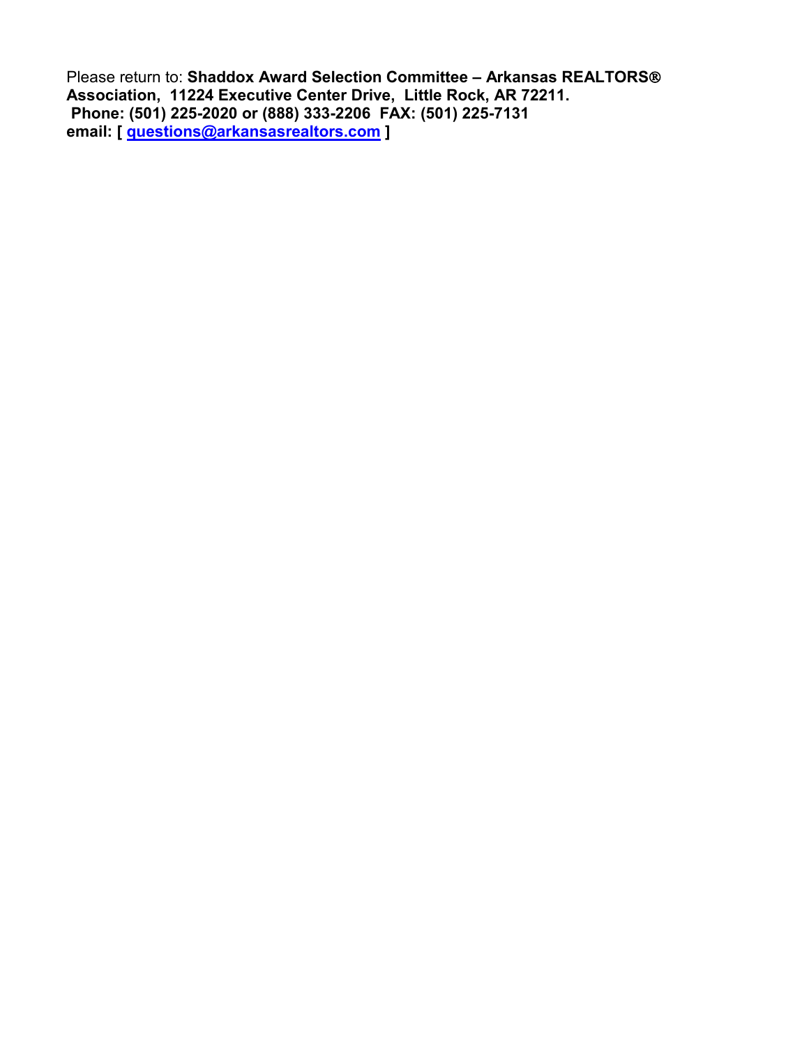Please return to: **Shaddox Award Selection Committee – Arkansas REALTORS® Association, 11224 Executive Center Drive, Little Rock, AR 72211.**
**Phone: (501) 225-2020 or (888) 333-2206 FAX: (501) 225-7131**
**email: [ questions@arkansasrealtors.com ]**